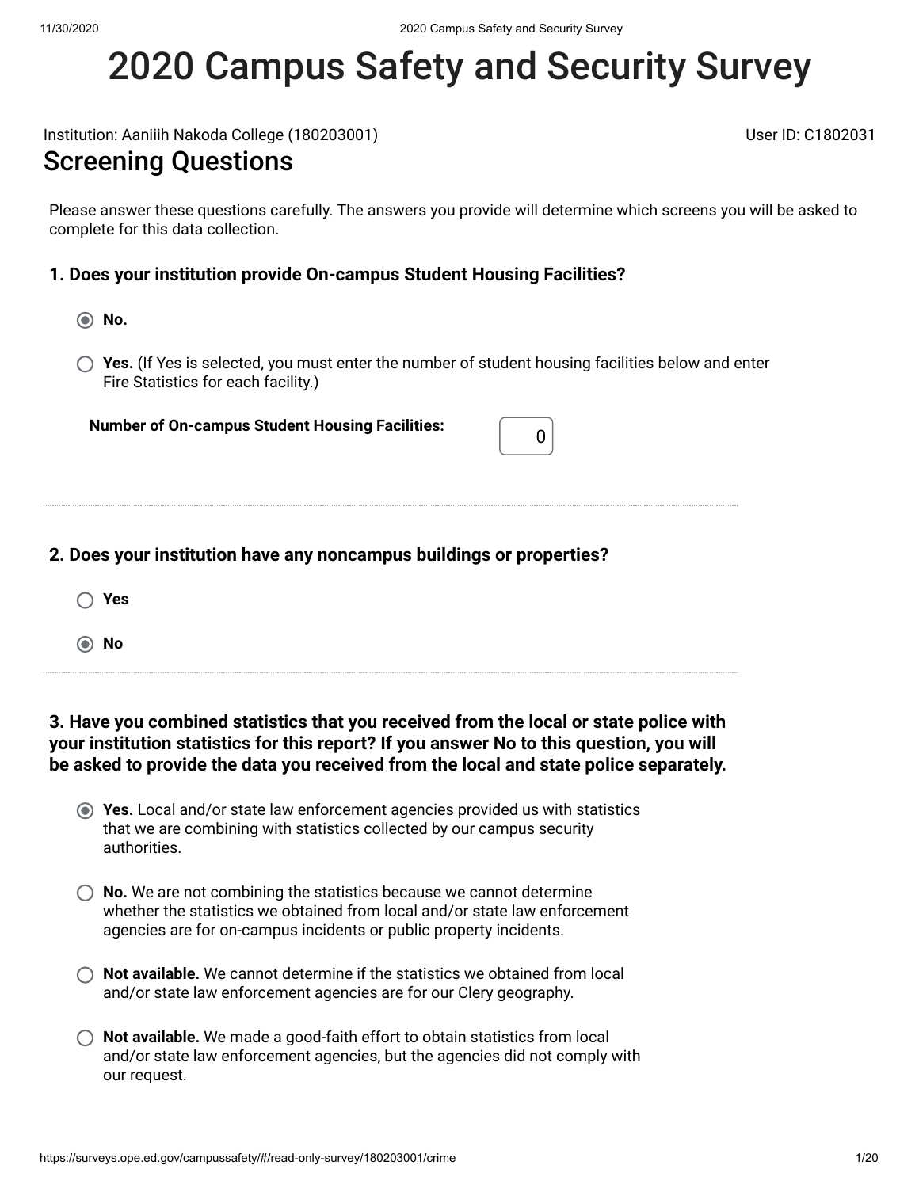# 2020 Campus Safety and Security Survey

Institution: Aaniiih Nakoda College (180203001)

User ID: C1802031

## Screening Questions

Please answer these questions carefully. The answers you provide will determine which screens you will be asked to complete for this data collection.

**1. Does your institution provide On-campus Student Housing Facilities?**

- (●) **No.**
- ( ) **Yes.** (If Yes is selected, you must enter the number of student housing facilities below and enter Fire Statistics for each facility.)

**Number of On-campus Student Housing Facilities:** 0

---

**2. Does your institution have any noncampus buildings or properties?**

- ( ) **Yes**
- (●) **No**

---

**3. Have you combined statistics that you received from the local or state police with your institution statistics for this report? If you answer No to this question, you will be asked to provide the data you received from the local and state police separately.**

- (●) **Yes.** Local and/or state law enforcement agencies provided us with statistics that we are combining with statistics collected by our campus security authorities.
- ( ) **No.** We are not combining the statistics because we cannot determine whether the statistics we obtained from local and/or state law enforcement agencies are for on-campus incidents or public property incidents.
- ( ) **Not available.** We cannot determine if the statistics we obtained from local and/or state law enforcement agencies are for our Clery geography.
- ( ) **Not available.** We made a good-faith effort to obtain statistics from local and/or state law enforcement agencies, but the agencies did not comply with our request.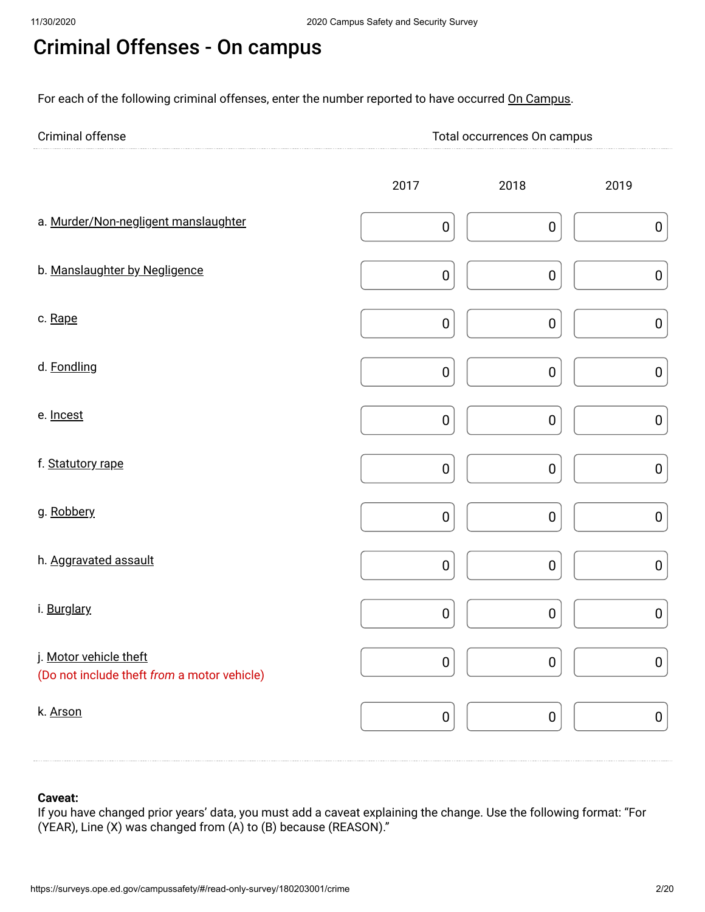# Criminal Offenses - On campus

For each of the following criminal offenses, enter the number reported to have occurred On Campus.

| Criminal offense | Total occurrences On campus | | |
|---|---|---|---|
| | 2017 | 2018 | 2019 |
| a. Murder/Non-negligent manslaughter | 0 | 0 | 0 |
| b. Manslaughter by Negligence | 0 | 0 | 0 |
| c. Rape | 0 | 0 | 0 |
| d. Fondling | 0 | 0 | 0 |
| e. Incest | 0 | 0 | 0 |
| f. Statutory rape | 0 | 0 | 0 |
| g. Robbery | 0 | 0 | 0 |
| h. Aggravated assault | 0 | 0 | 0 |
| i. Burglary | 0 | 0 | 0 |
| j. Motor vehicle theft (Do not include theft *from* a motor vehicle) | 0 | 0 | 0 |
| k. Arson | 0 | 0 | 0 |

**Caveat:**
If you have changed prior years' data, you must add a caveat explaining the change. Use the following format: "For (YEAR), Line (X) was changed from (A) to (B) because (REASON)."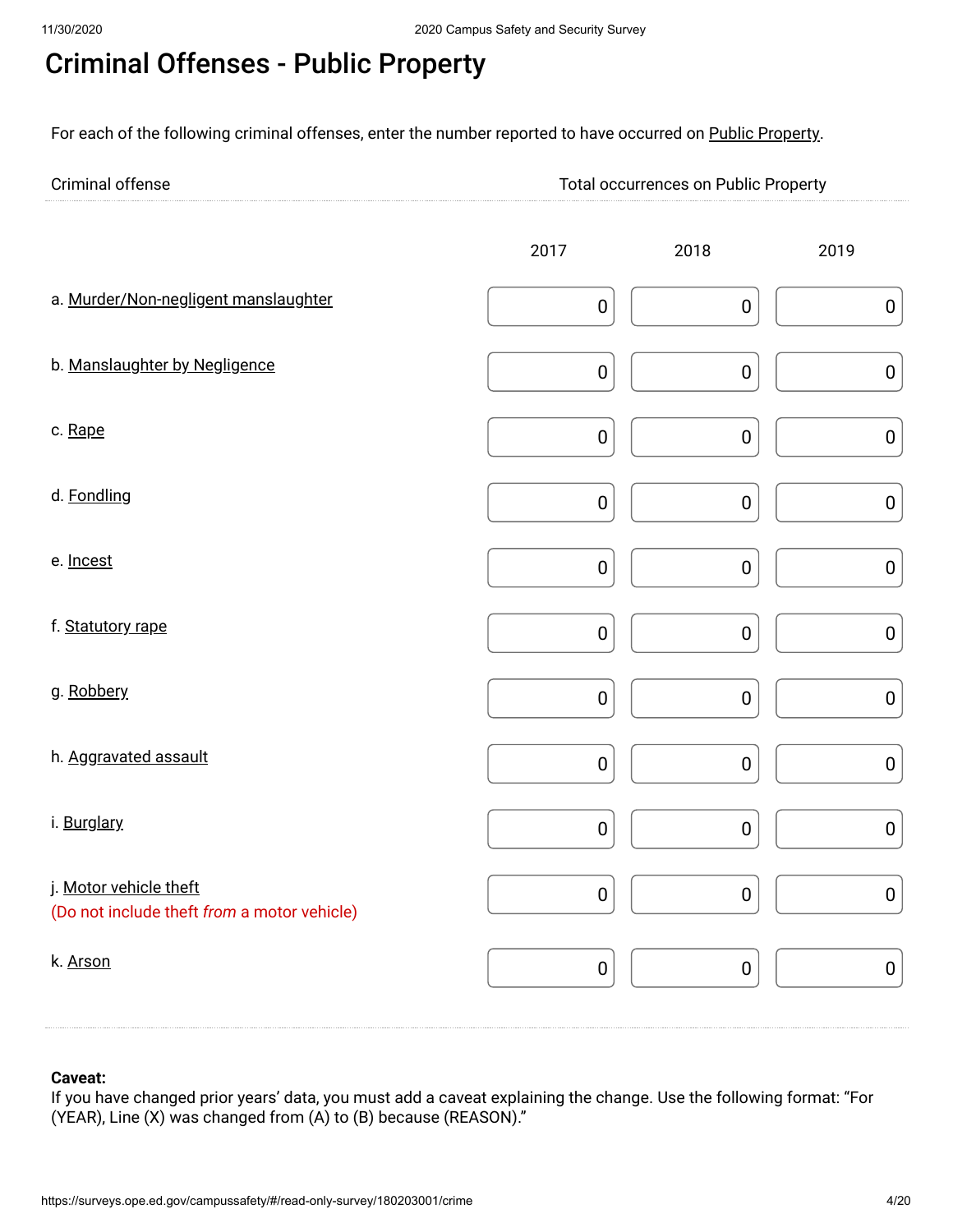# Criminal Offenses - Public Property

For each of the following criminal offenses, enter the number reported to have occurred on Public Property.

| Criminal offense | Total occurrences on Public Property | | |
|---|---|---|---|
| | 2017 | 2018 | 2019 |
| a. Murder/Non-negligent manslaughter | 0 | 0 | 0 |
| b. Manslaughter by Negligence | 0 | 0 | 0 |
| c. Rape | 0 | 0 | 0 |
| d. Fondling | 0 | 0 | 0 |
| e. Incest | 0 | 0 | 0 |
| f. Statutory rape | 0 | 0 | 0 |
| g. Robbery | 0 | 0 | 0 |
| h. Aggravated assault | 0 | 0 | 0 |
| i. Burglary | 0 | 0 | 0 |
| j. Motor vehicle theft (Do not include theft *from* a motor vehicle) | 0 | 0 | 0 |
| k. Arson | 0 | 0 | 0 |

**Caveat:**
If you have changed prior years' data, you must add a caveat explaining the change. Use the following format: "For (YEAR), Line (X) was changed from (A) to (B) because (REASON)."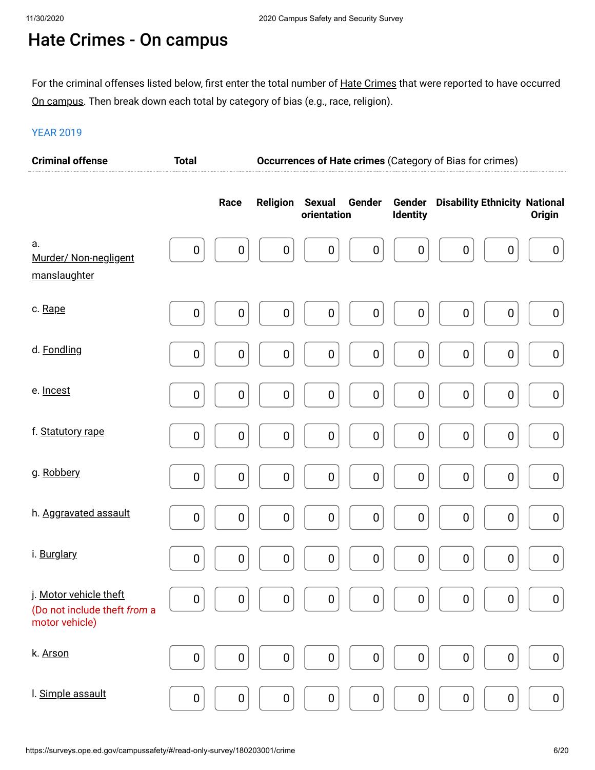# Hate Crimes - On campus

For the criminal offenses listed below, first enter the total number of Hate Crimes that were reported to have occurred On campus. Then break down each total by category of bias (e.g., race, religion).

YEAR 2019

| Criminal offense | Total | Occurrences of Hate crimes (Category of Bias for crimes) | | | | | | | |
|---|---|---|---|---|---|---|---|---|---|
| | | Race | Religion | Sexual orientation | Gender | Gender Identity | Disability | Ethnicity | National Origin |
| a. Murder/ Non-negligent manslaughter | 0 | 0 | 0 | 0 | 0 | 0 | 0 | 0 | 0 |
| c. Rape | 0 | 0 | 0 | 0 | 0 | 0 | 0 | 0 | 0 |
| d. Fondling | 0 | 0 | 0 | 0 | 0 | 0 | 0 | 0 | 0 |
| e. Incest | 0 | 0 | 0 | 0 | 0 | 0 | 0 | 0 | 0 |
| f. Statutory rape | 0 | 0 | 0 | 0 | 0 | 0 | 0 | 0 | 0 |
| g. Robbery | 0 | 0 | 0 | 0 | 0 | 0 | 0 | 0 | 0 |
| h. Aggravated assault | 0 | 0 | 0 | 0 | 0 | 0 | 0 | 0 | 0 |
| i. Burglary | 0 | 0 | 0 | 0 | 0 | 0 | 0 | 0 | 0 |
| j. Motor vehicle theft (Do not include theft *from* a motor vehicle) | 0 | 0 | 0 | 0 | 0 | 0 | 0 | 0 | 0 |
| k. Arson | 0 | 0 | 0 | 0 | 0 | 0 | 0 | 0 | 0 |
| l. Simple assault | 0 | 0 | 0 | 0 | 0 | 0 | 0 | 0 | 0 |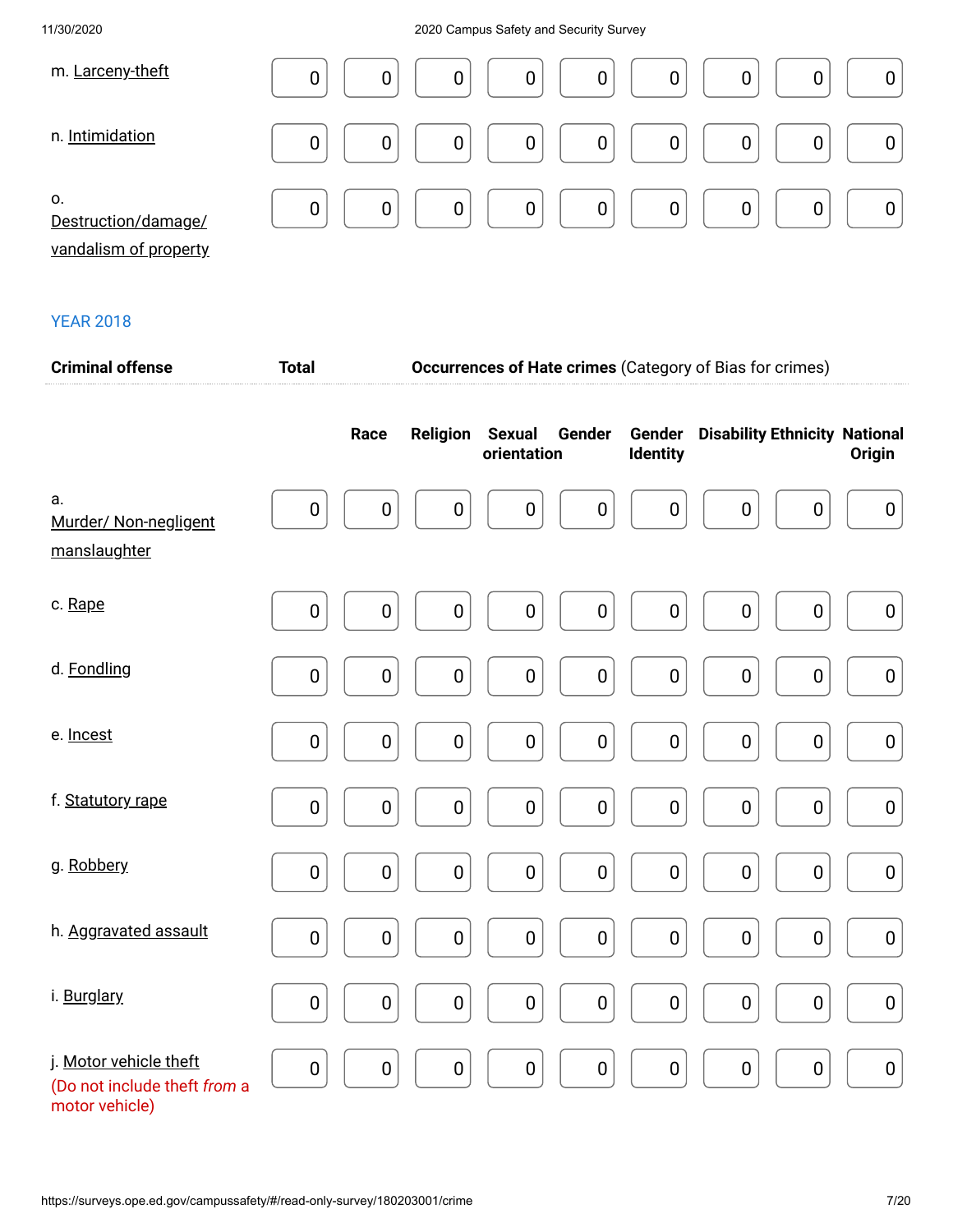| | | | | | | | | | |
|---|---|---|---|---|---|---|---|---|---|
| m. Larceny-theft | 0 | 0 | 0 | 0 | 0 | 0 | 0 | 0 | 0 |
| n. Intimidation | 0 | 0 | 0 | 0 | 0 | 0 | 0 | 0 | 0 |
| o. Destruction/damage/ vandalism of property | 0 | 0 | 0 | 0 | 0 | 0 | 0 | 0 | 0 |

YEAR 2018

| Criminal offense | Total | Occurrences of Hate crimes (Category of Bias for crimes) | | | | | | | |
|---|---|---|---|---|---|---|---|---|---|
| | | Race | Religion | Sexual orientation | Gender | Gender Identity | Disability | Ethnicity | National Origin |
| a. Murder/ Non-negligent manslaughter | 0 | 0 | 0 | 0 | 0 | 0 | 0 | 0 | 0 |
| c. Rape | 0 | 0 | 0 | 0 | 0 | 0 | 0 | 0 | 0 |
| d. Fondling | 0 | 0 | 0 | 0 | 0 | 0 | 0 | 0 | 0 |
| e. Incest | 0 | 0 | 0 | 0 | 0 | 0 | 0 | 0 | 0 |
| f. Statutory rape | 0 | 0 | 0 | 0 | 0 | 0 | 0 | 0 | 0 |
| g. Robbery | 0 | 0 | 0 | 0 | 0 | 0 | 0 | 0 | 0 |
| h. Aggravated assault | 0 | 0 | 0 | 0 | 0 | 0 | 0 | 0 | 0 |
| i. Burglary | 0 | 0 | 0 | 0 | 0 | 0 | 0 | 0 | 0 |
| j. Motor vehicle theft (Do not include theft *from* a motor vehicle) | 0 | 0 | 0 | 0 | 0 | 0 | 0 | 0 | 0 |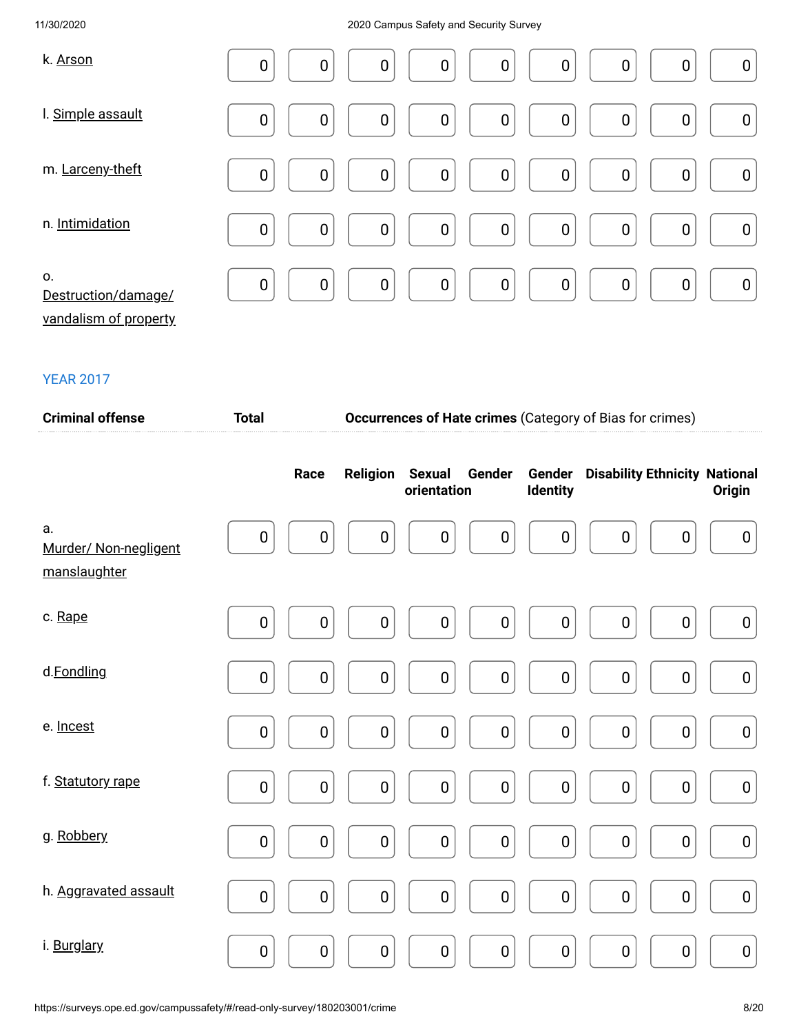| | | | | | | | | | |
|---|---|---|---|---|---|---|---|---|---|
| k. Arson | 0 | 0 | 0 | 0 | 0 | 0 | 0 | 0 | 0 |
| l. Simple assault | 0 | 0 | 0 | 0 | 0 | 0 | 0 | 0 | 0 |
| m. Larceny-theft | 0 | 0 | 0 | 0 | 0 | 0 | 0 | 0 | 0 |
| n. Intimidation | 0 | 0 | 0 | 0 | 0 | 0 | 0 | 0 | 0 |
| o. Destruction/damage/ vandalism of property | 0 | 0 | 0 | 0 | 0 | 0 | 0 | 0 | 0 |

YEAR 2017

| Criminal offense | Total | Occurrences of Hate crimes (Category of Bias for crimes) | | | | | | | |
|---|---|---|---|---|---|---|---|---|---|
| | | Race | Religion | Sexual orientation | Gender | Gender Identity | Disability | Ethnicity | National Origin |
| a. Murder/ Non-negligent manslaughter | 0 | 0 | 0 | 0 | 0 | 0 | 0 | 0 | 0 |
| c. Rape | 0 | 0 | 0 | 0 | 0 | 0 | 0 | 0 | 0 |
| d. Fondling | 0 | 0 | 0 | 0 | 0 | 0 | 0 | 0 | 0 |
| e. Incest | 0 | 0 | 0 | 0 | 0 | 0 | 0 | 0 | 0 |
| f. Statutory rape | 0 | 0 | 0 | 0 | 0 | 0 | 0 | 0 | 0 |
| g. Robbery | 0 | 0 | 0 | 0 | 0 | 0 | 0 | 0 | 0 |
| h. Aggravated assault | 0 | 0 | 0 | 0 | 0 | 0 | 0 | 0 | 0 |
| i. Burglary | 0 | 0 | 0 | 0 | 0 | 0 | 0 | 0 | 0 |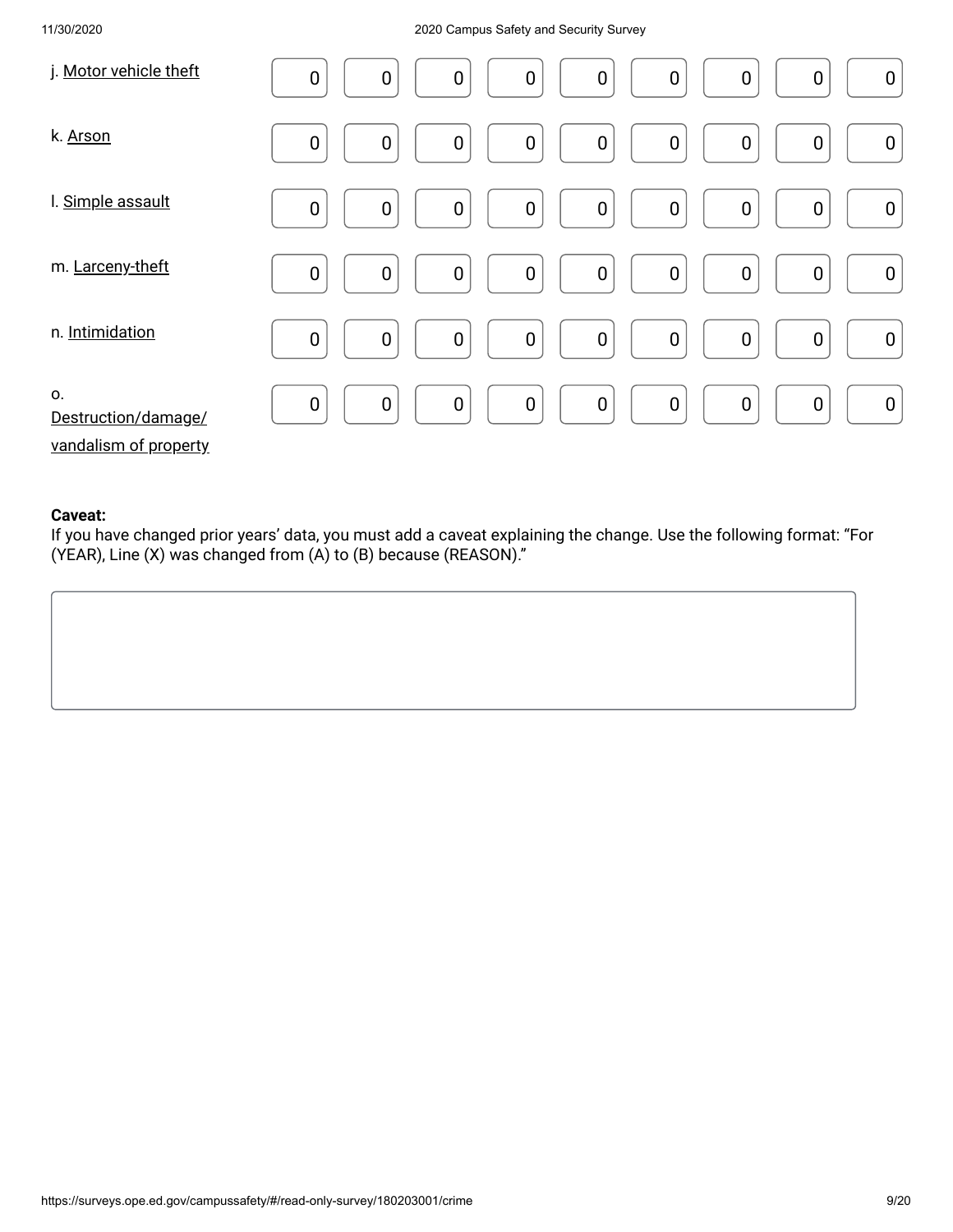| | | | | | | | | | |
|---|---|---|---|---|---|---|---|---|---|
| j. Motor vehicle theft | 0 | 0 | 0 | 0 | 0 | 0 | 0 | 0 | 0 |
| k. Arson | 0 | 0 | 0 | 0 | 0 | 0 | 0 | 0 | 0 |
| l. Simple assault | 0 | 0 | 0 | 0 | 0 | 0 | 0 | 0 | 0 |
| m. Larceny-theft | 0 | 0 | 0 | 0 | 0 | 0 | 0 | 0 | 0 |
| n. Intimidation | 0 | 0 | 0 | 0 | 0 | 0 | 0 | 0 | 0 |
| o. Destruction/damage/ vandalism of property | 0 | 0 | 0 | 0 | 0 | 0 | 0 | 0 | 0 |

**Caveat:**
If you have changed prior years' data, you must add a caveat explaining the change. Use the following format: "For (YEAR), Line (X) was changed from (A) to (B) because (REASON)."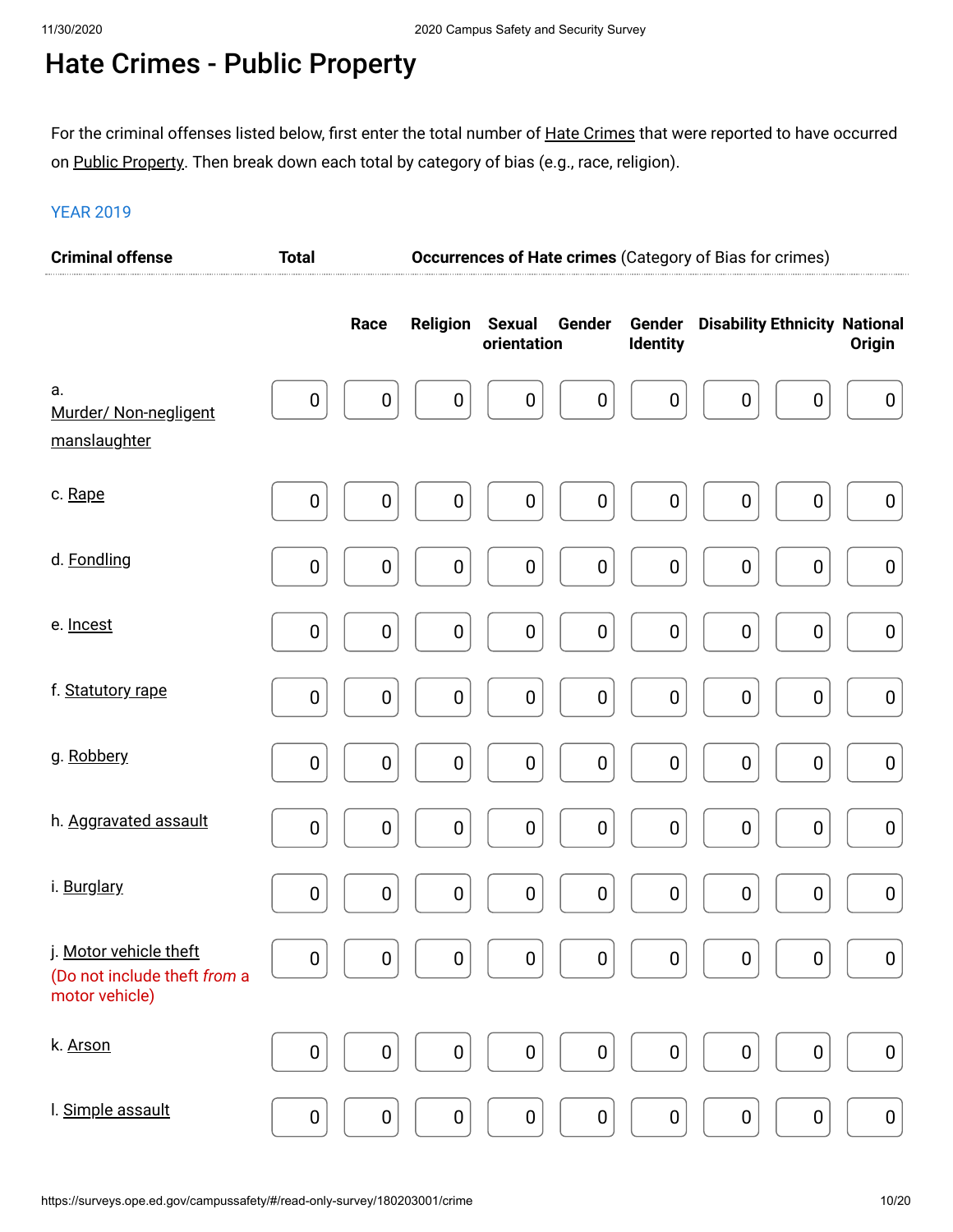# Hate Crimes - Public Property

For the criminal offenses listed below, first enter the total number of Hate Crimes that were reported to have occurred on Public Property. Then break down each total by category of bias (e.g., race, religion).

YEAR 2019

| Criminal offense | Total | Occurrences of Hate crimes (Category of Bias for crimes) | | | | | | | |
|---|---|---|---|---|---|---|---|---|---|
| | | Race | Religion | Sexual orientation | Gender | Gender Identity | Disability | Ethnicity | National Origin |
| a. Murder/ Non-negligent manslaughter | 0 | 0 | 0 | 0 | 0 | 0 | 0 | 0 | 0 |
| c. Rape | 0 | 0 | 0 | 0 | 0 | 0 | 0 | 0 | 0 |
| d. Fondling | 0 | 0 | 0 | 0 | 0 | 0 | 0 | 0 | 0 |
| e. Incest | 0 | 0 | 0 | 0 | 0 | 0 | 0 | 0 | 0 |
| f. Statutory rape | 0 | 0 | 0 | 0 | 0 | 0 | 0 | 0 | 0 |
| g. Robbery | 0 | 0 | 0 | 0 | 0 | 0 | 0 | 0 | 0 |
| h. Aggravated assault | 0 | 0 | 0 | 0 | 0 | 0 | 0 | 0 | 0 |
| i. Burglary | 0 | 0 | 0 | 0 | 0 | 0 | 0 | 0 | 0 |
| j. Motor vehicle theft (Do not include theft *from* a motor vehicle) | 0 | 0 | 0 | 0 | 0 | 0 | 0 | 0 | 0 |
| k. Arson | 0 | 0 | 0 | 0 | 0 | 0 | 0 | 0 | 0 |
| l. Simple assault | 0 | 0 | 0 | 0 | 0 | 0 | 0 | 0 | 0 |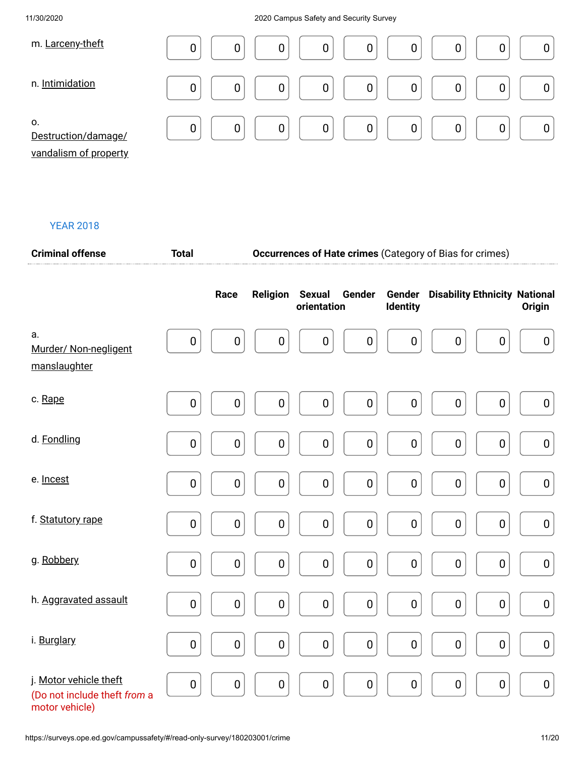| | | | | | | | | | |
|---|---|---|---|---|---|---|---|---|---|
| m. Larceny-theft | 0 | 0 | 0 | 0 | 0 | 0 | 0 | 0 | 0 |
| n. Intimidation | 0 | 0 | 0 | 0 | 0 | 0 | 0 | 0 | 0 |
| o. Destruction/damage/ vandalism of property | 0 | 0 | 0 | 0 | 0 | 0 | 0 | 0 | 0 |

YEAR 2018

| Criminal offense | Total | Occurrences of Hate crimes (Category of Bias for crimes) | | | | | | | |
|---|---|---|---|---|---|---|---|---|---|
| | | Race | Religion | Sexual orientation | Gender | Gender Identity | Disability | Ethnicity | National Origin |
| a. Murder/ Non-negligent manslaughter | 0 | 0 | 0 | 0 | 0 | 0 | 0 | 0 | 0 |
| c. Rape | 0 | 0 | 0 | 0 | 0 | 0 | 0 | 0 | 0 |
| d. Fondling | 0 | 0 | 0 | 0 | 0 | 0 | 0 | 0 | 0 |
| e. Incest | 0 | 0 | 0 | 0 | 0 | 0 | 0 | 0 | 0 |
| f. Statutory rape | 0 | 0 | 0 | 0 | 0 | 0 | 0 | 0 | 0 |
| g. Robbery | 0 | 0 | 0 | 0 | 0 | 0 | 0 | 0 | 0 |
| h. Aggravated assault | 0 | 0 | 0 | 0 | 0 | 0 | 0 | 0 | 0 |
| i. Burglary | 0 | 0 | 0 | 0 | 0 | 0 | 0 | 0 | 0 |
| j. Motor vehicle theft (Do not include theft *from* a motor vehicle) | 0 | 0 | 0 | 0 | 0 | 0 | 0 | 0 | 0 |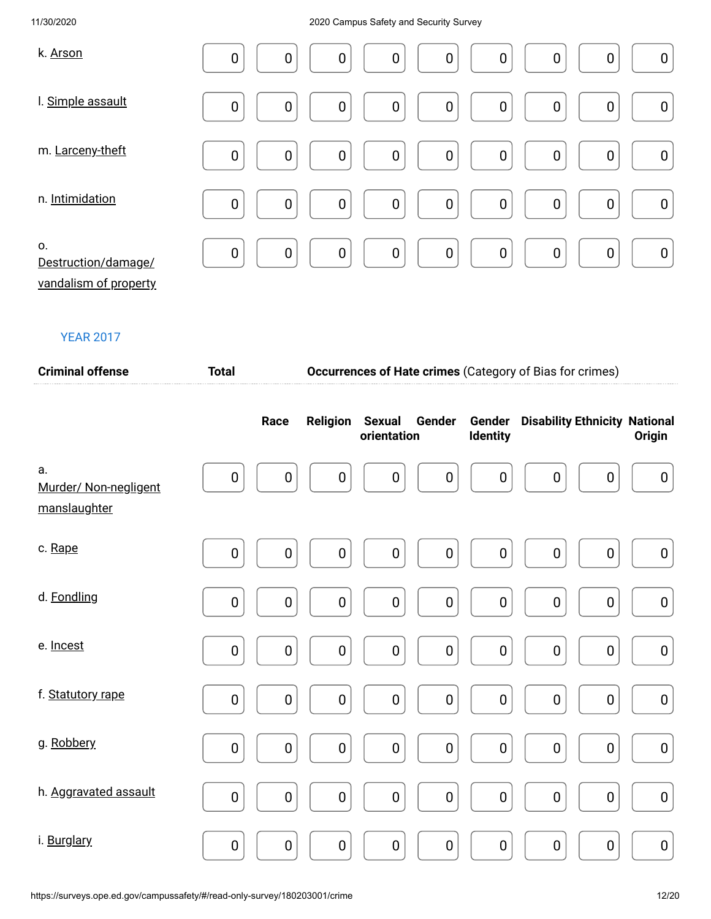| | | | | | | | | | |
|---|---|---|---|---|---|---|---|---|---|
| k. Arson | 0 | 0 | 0 | 0 | 0 | 0 | 0 | 0 | 0 |
| l. Simple assault | 0 | 0 | 0 | 0 | 0 | 0 | 0 | 0 | 0 |
| m. Larceny-theft | 0 | 0 | 0 | 0 | 0 | 0 | 0 | 0 | 0 |
| n. Intimidation | 0 | 0 | 0 | 0 | 0 | 0 | 0 | 0 | 0 |
| o. Destruction/damage/ vandalism of property | 0 | 0 | 0 | 0 | 0 | 0 | 0 | 0 | 0 |

YEAR 2017

| Criminal offense | Total | Occurrences of Hate crimes (Category of Bias for crimes) | | | | | | | |
|---|---|---|---|---|---|---|---|---|---|
| | | Race | Religion | Sexual orientation | Gender | Gender Identity | Disability | Ethnicity | National Origin |
| a. Murder/ Non-negligent manslaughter | 0 | 0 | 0 | 0 | 0 | 0 | 0 | 0 | 0 |
| c. Rape | 0 | 0 | 0 | 0 | 0 | 0 | 0 | 0 | 0 |
| d. Fondling | 0 | 0 | 0 | 0 | 0 | 0 | 0 | 0 | 0 |
| e. Incest | 0 | 0 | 0 | 0 | 0 | 0 | 0 | 0 | 0 |
| f. Statutory rape | 0 | 0 | 0 | 0 | 0 | 0 | 0 | 0 | 0 |
| g. Robbery | 0 | 0 | 0 | 0 | 0 | 0 | 0 | 0 | 0 |
| h. Aggravated assault | 0 | 0 | 0 | 0 | 0 | 0 | 0 | 0 | 0 |
| i. Burglary | 0 | 0 | 0 | 0 | 0 | 0 | 0 | 0 | 0 |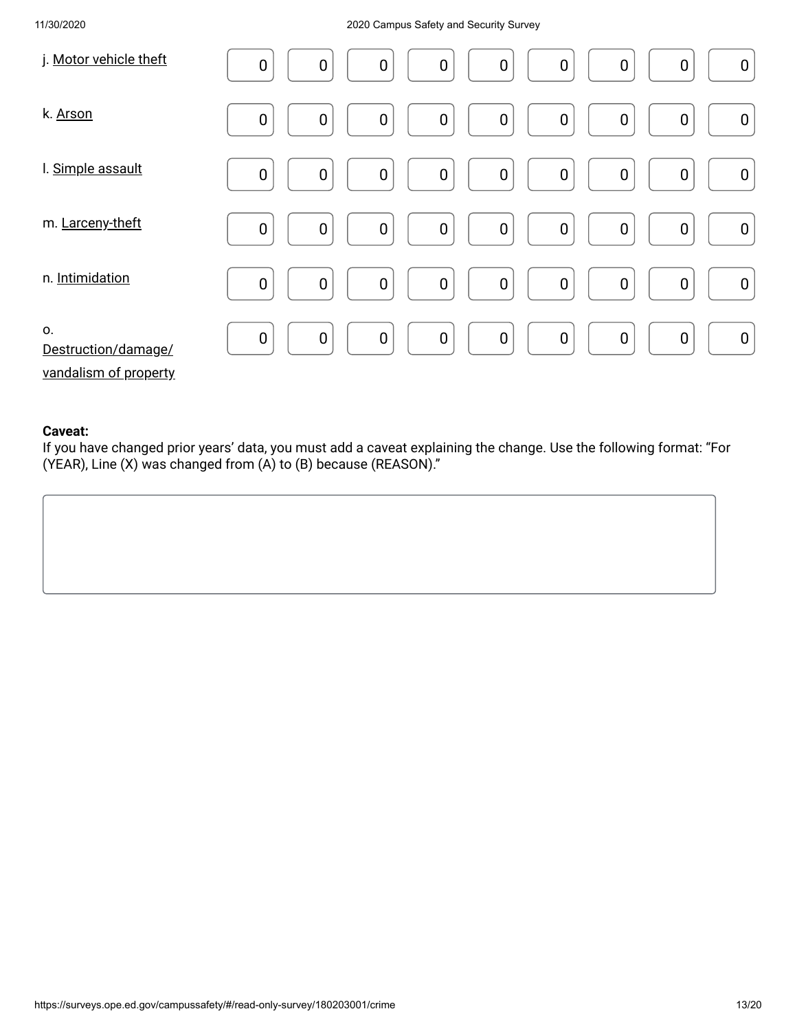| | | | | | | | | | |
|---|---|---|---|---|---|---|---|---|---|
| j. Motor vehicle theft | 0 | 0 | 0 | 0 | 0 | 0 | 0 | 0 | 0 |
| k. Arson | 0 | 0 | 0 | 0 | 0 | 0 | 0 | 0 | 0 |
| l. Simple assault | 0 | 0 | 0 | 0 | 0 | 0 | 0 | 0 | 0 |
| m. Larceny-theft | 0 | 0 | 0 | 0 | 0 | 0 | 0 | 0 | 0 |
| n. Intimidation | 0 | 0 | 0 | 0 | 0 | 0 | 0 | 0 | 0 |
| o. Destruction/damage/ vandalism of property | 0 | 0 | 0 | 0 | 0 | 0 | 0 | 0 | 0 |

**Caveat:**
If you have changed prior years' data, you must add a caveat explaining the change. Use the following format: "For (YEAR), Line (X) was changed from (A) to (B) because (REASON)."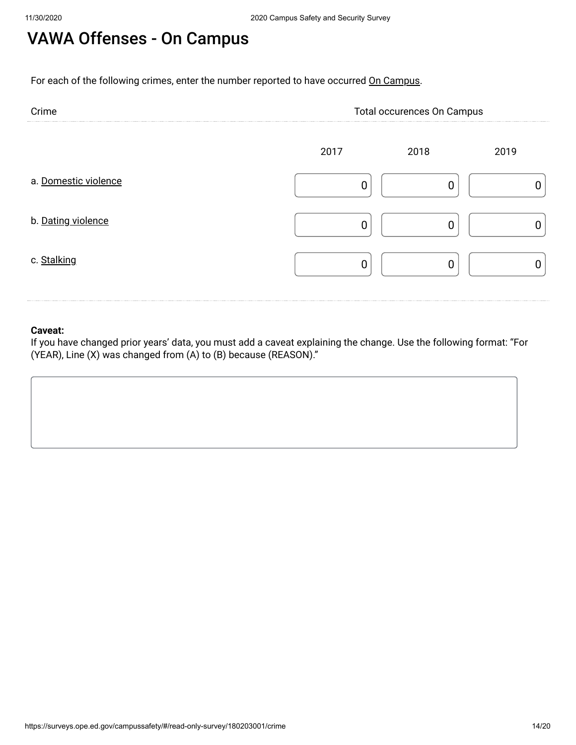# VAWA Offenses - On Campus

For each of the following crimes, enter the number reported to have occurred On Campus.

| Crime | Total occurences On Campus | | |
|---|---|---|---|
| | 2017 | 2018 | 2019 |
| a. Domestic violence | 0 | 0 | 0 |
| b. Dating violence | 0 | 0 | 0 |
| c. Stalking | 0 | 0 | 0 |

**Caveat:**
If you have changed prior years' data, you must add a caveat explaining the change. Use the following format: "For (YEAR), Line (X) was changed from (A) to (B) because (REASON)."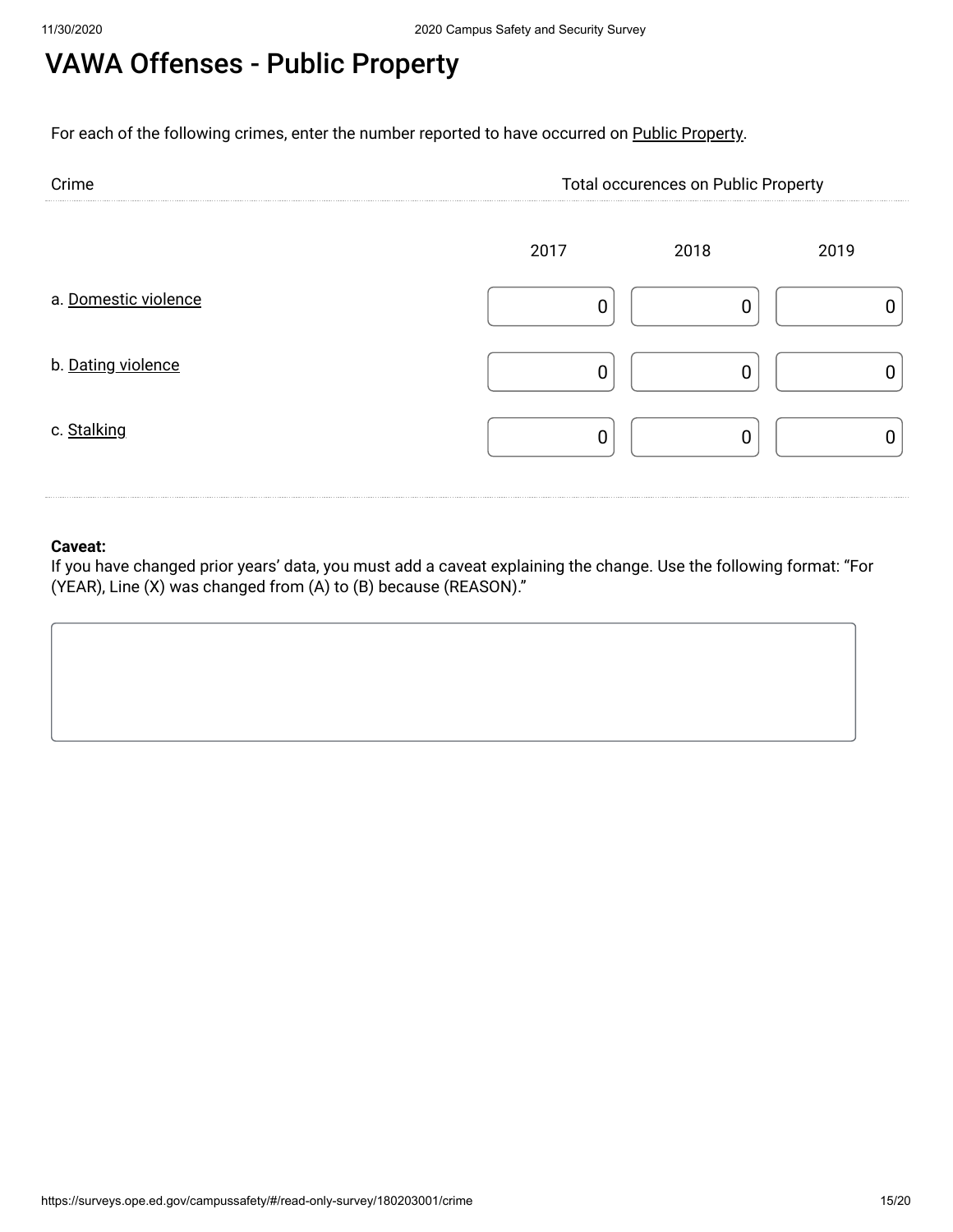# VAWA Offenses - Public Property

For each of the following crimes, enter the number reported to have occurred on Public Property.

| Crime | Total occurences on Public Property | | |
|---|---|---|---|
| | 2017 | 2018 | 2019 |
| a. Domestic violence | 0 | 0 | 0 |
| b. Dating violence | 0 | 0 | 0 |
| c. Stalking | 0 | 0 | 0 |

**Caveat:**
If you have changed prior years' data, you must add a caveat explaining the change. Use the following format: "For (YEAR), Line (X) was changed from (A) to (B) because (REASON)."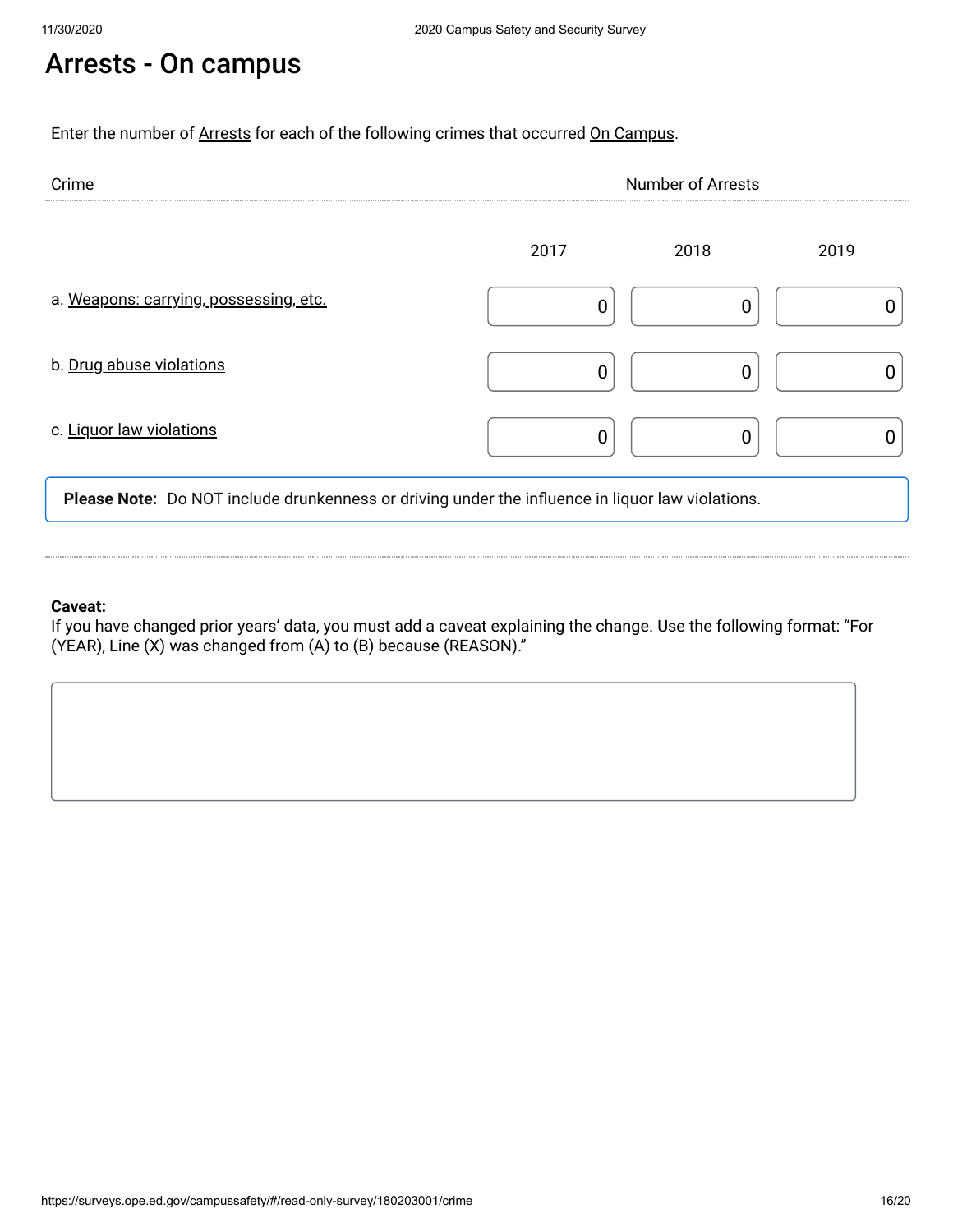# Arrests - On campus

Enter the number of Arrests for each of the following crimes that occurred On Campus.

| Crime | Number of Arrests | | |
|---|---|---|---|
| | 2017 | 2018 | 2019 |
| a. Weapons: carrying, possessing, etc. | 0 | 0 | 0 |
| b. Drug abuse violations | 0 | 0 | 0 |
| c. Liquor law violations | 0 | 0 | 0 |

**Please Note:** Do NOT include drunkenness or driving under the influence in liquor law violations.

**Caveat:**
If you have changed prior years' data, you must add a caveat explaining the change. Use the following format: "For (YEAR), Line (X) was changed from (A) to (B) because (REASON)."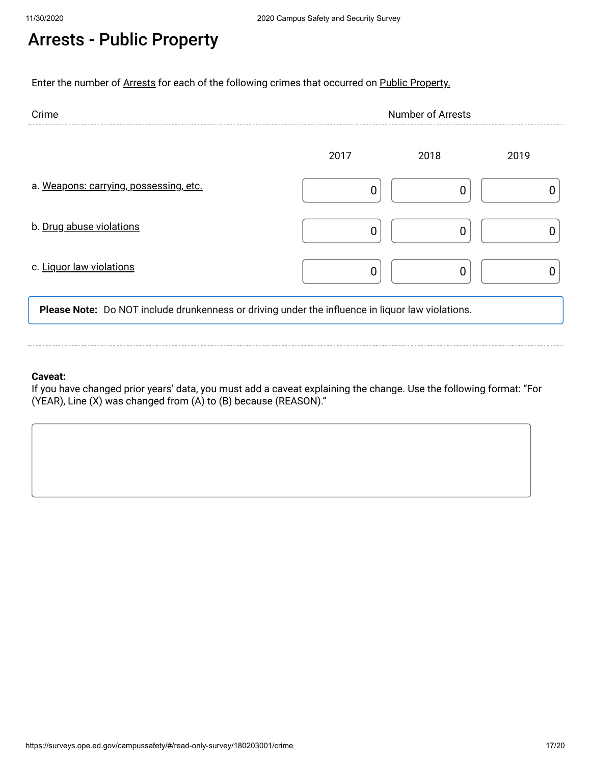# Arrests - Public Property

Enter the number of Arrests for each of the following crimes that occurred on Public Property.

| Crime | Number of Arrests | | |
|---|---|---|---|
| | 2017 | 2018 | 2019 |
| a. Weapons: carrying, possessing, etc. | 0 | 0 | 0 |
| b. Drug abuse violations | 0 | 0 | 0 |
| c. Liquor law violations | 0 | 0 | 0 |

**Please Note:** Do NOT include drunkenness or driving under the influence in liquor law violations.

**Caveat:**
If you have changed prior years' data, you must add a caveat explaining the change. Use the following format: "For (YEAR), Line (X) was changed from (A) to (B) because (REASON)."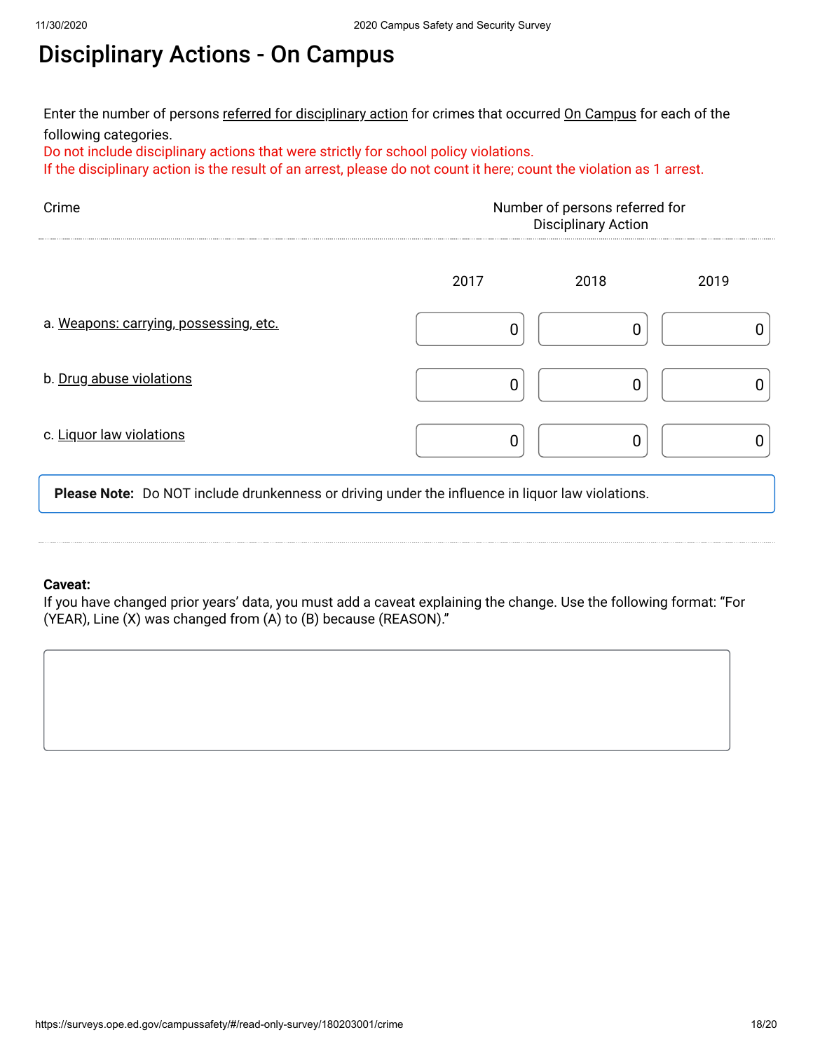# Disciplinary Actions - On Campus

Enter the number of persons referred for disciplinary action for crimes that occurred On Campus for each of the following categories.

Do not include disciplinary actions that were strictly for school policy violations.

If the disciplinary action is the result of an arrest, please do not count it here; count the violation as 1 arrest.

| Crime | Number of persons referred for Disciplinary Action | | |
|---|---|---|---|
| | 2017 | 2018 | 2019 |
| a. Weapons: carrying, possessing, etc. | 0 | 0 | 0 |
| b. Drug abuse violations | 0 | 0 | 0 |
| c. Liquor law violations | 0 | 0 | 0 |

**Please Note:** Do NOT include drunkenness or driving under the influence in liquor law violations.

**Caveat:**
If you have changed prior years' data, you must add a caveat explaining the change. Use the following format: "For (YEAR), Line (X) was changed from (A) to (B) because (REASON)."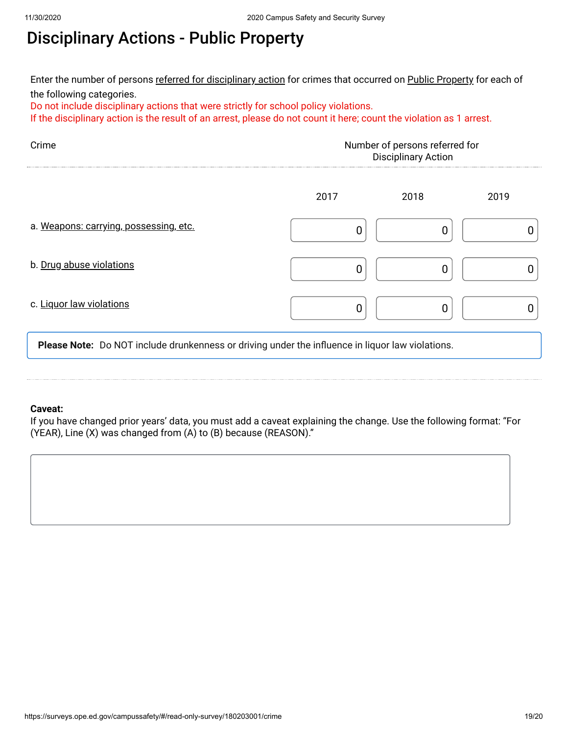# Disciplinary Actions - Public Property

Enter the number of persons referred for disciplinary action for crimes that occurred on Public Property for each of the following categories.

Do not include disciplinary actions that were strictly for school policy violations.

If the disciplinary action is the result of an arrest, please do not count it here; count the violation as 1 arrest.

| Crime | Number of persons referred for Disciplinary Action | | |
|---|---|---|---|
| | 2017 | 2018 | 2019 |
| a. Weapons: carrying, possessing, etc. | 0 | 0 | 0 |
| b. Drug abuse violations | 0 | 0 | 0 |
| c. Liquor law violations | 0 | 0 | 0 |

**Please Note:** Do NOT include drunkenness or driving under the influence in liquor law violations.

**Caveat:**
If you have changed prior years' data, you must add a caveat explaining the change. Use the following format: "For (YEAR), Line (X) was changed from (A) to (B) because (REASON)."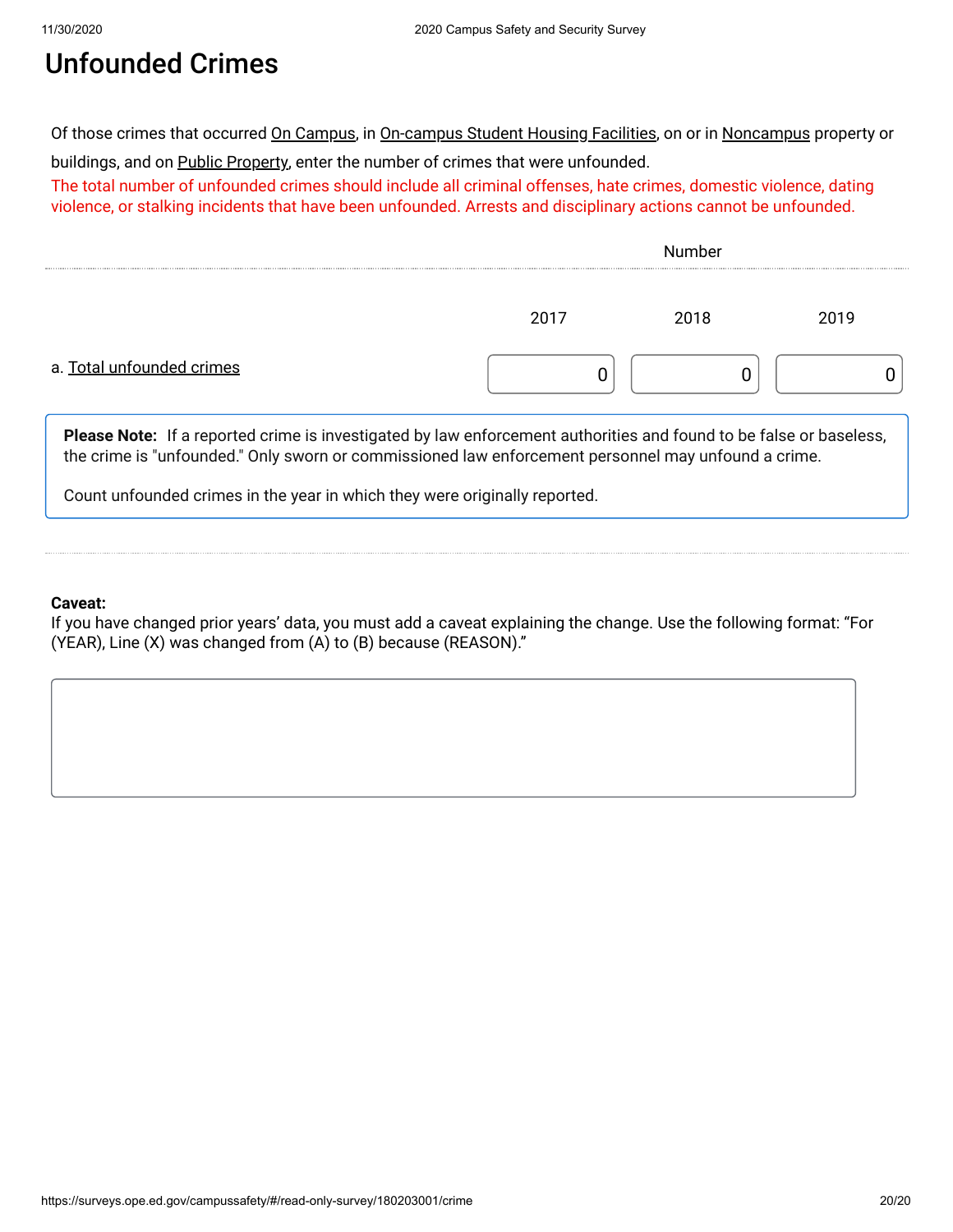# Unfounded Crimes

Of those crimes that occurred On Campus, in On-campus Student Housing Facilities, on or in Noncampus property or buildings, and on Public Property, enter the number of crimes that were unfounded.

The total number of unfounded crimes should include all criminal offenses, hate crimes, domestic violence, dating violence, or stalking incidents that have been unfounded. Arrests and disciplinary actions cannot be unfounded.

| | Number | | |
|---|---|---|---|
| | 2017 | 2018 | 2019 |
| a. Total unfounded crimes | 0 | 0 | 0 |

**Please Note:** If a reported crime is investigated by law enforcement authorities and found to be false or baseless, the crime is "unfounded." Only sworn or commissioned law enforcement personnel may unfound a crime.

Count unfounded crimes in the year in which they were originally reported.

**Caveat:**
If you have changed prior years' data, you must add a caveat explaining the change. Use the following format: "For (YEAR), Line (X) was changed from (A) to (B) because (REASON)."